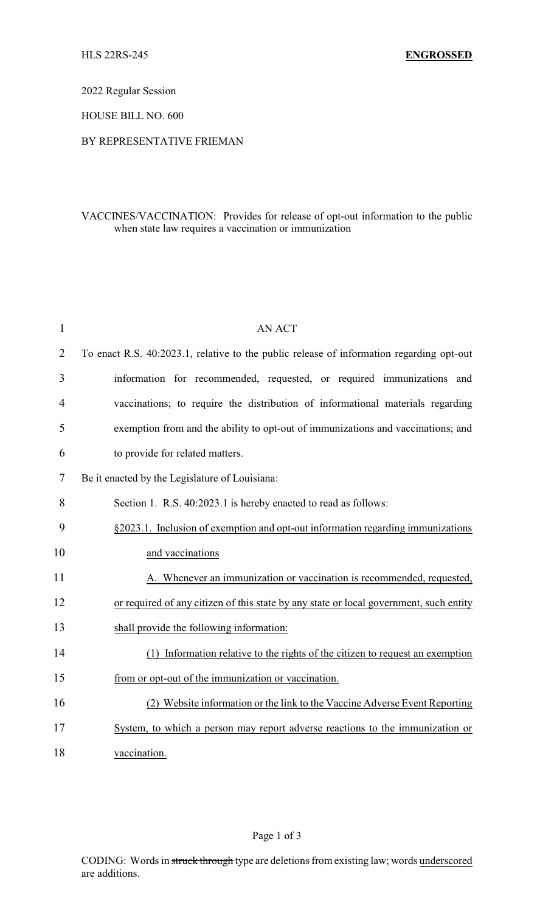HLS 22RS-245 **ENGROSSED**

2022 Regular Session

HOUSE BILL NO. 600

BY REPRESENTATIVE FRIEMAN

VACCINES/VACCINATION: Provides for release of opt-out information to the public when state law requires a vaccination or immunization

AN ACT

To enact R.S. 40:2023.1, relative to the public release of information regarding opt-out information for recommended, requested, or required immunizations and vaccinations; to require the distribution of informational materials regarding exemption from and the ability to opt-out of immunizations and vaccinations; and to provide for related matters.

Be it enacted by the Legislature of Louisiana:

Section 1. R.S. 40:2023.1 is hereby enacted to read as follows:

§2023.1. Inclusion of exemption and opt-out information regarding immunizations and vaccinations

A. Whenever an immunization or vaccination is recommended, requested, or required of any citizen of this state by any state or local government, such entity shall provide the following information:

(1) Information relative to the rights of the citizen to request an exemption from or opt-out of the immunization or vaccination.

(2) Website information or the link to the Vaccine Adverse Event Reporting System, to which a person may report adverse reactions to the immunization or vaccination.

CODING: Words in ~~struck through~~ type are deletions from existing law; words underscored are additions.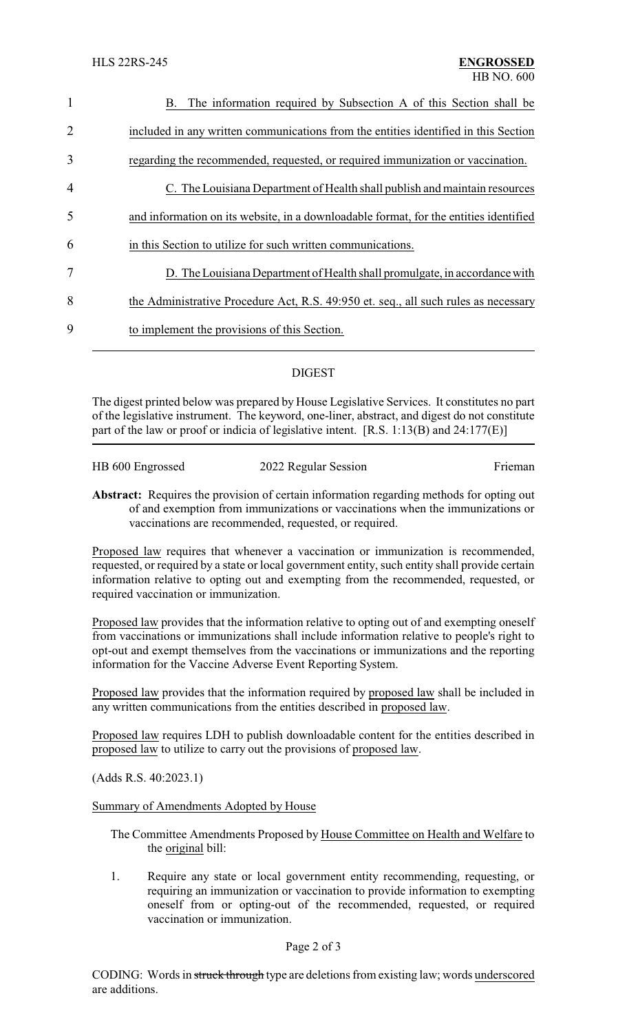B. The information required by Subsection A of this Section shall be included in any written communications from the entities identified in this Section regarding the recommended, requested, or required immunization or vaccination.

C. The Louisiana Department of Health shall publish and maintain resources and information on its website, in a downloadable format, for the entities identified in this Section to utilize for such written communications.

D. The Louisiana Department of Health shall promulgate, in accordance with the Administrative Procedure Act, R.S. 49:950 et. seq., all such rules as necessary to implement the provisions of this Section.

---

## DIGEST

The digest printed below was prepared by House Legislative Services. It constitutes no part of the legislative instrument. The keyword, one-liner, abstract, and digest do not constitute part of the law or proof or indicia of legislative intent. [R.S. 1:13(B) and 24:177(E)]

HB 600 Engrossed — 2022 Regular Session — Frieman

**Abstract:** Requires the provision of certain information regarding methods for opting out of and exemption from immunizations or vaccinations when the immunizations or vaccinations are recommended, requested, or required.

Proposed law requires that whenever a vaccination or immunization is recommended, requested, or required by a state or local government entity, such entity shall provide certain information relative to opting out and exempting from the recommended, requested, or required vaccination or immunization.

Proposed law provides that the information relative to opting out of and exempting oneself from vaccinations or immunizations shall include information relative to people's right to opt-out and exempt themselves from the vaccinations or immunizations and the reporting information for the Vaccine Adverse Event Reporting System.

Proposed law provides that the information required by proposed law shall be included in any written communications from the entities described in proposed law.

Proposed law requires LDH to publish downloadable content for the entities described in proposed law to utilize to carry out the provisions of proposed law.

(Adds R.S. 40:2023.1)

Summary of Amendments Adopted by House

The Committee Amendments Proposed by House Committee on Health and Welfare to the original bill:

1. Require any state or local government entity recommending, requesting, or requiring an immunization or vaccination to provide information to exempting oneself from or opting-out of the recommended, requested, or required vaccination or immunization.

CODING: Words in ~~struck through~~ type are deletions from existing law; words underscored are additions.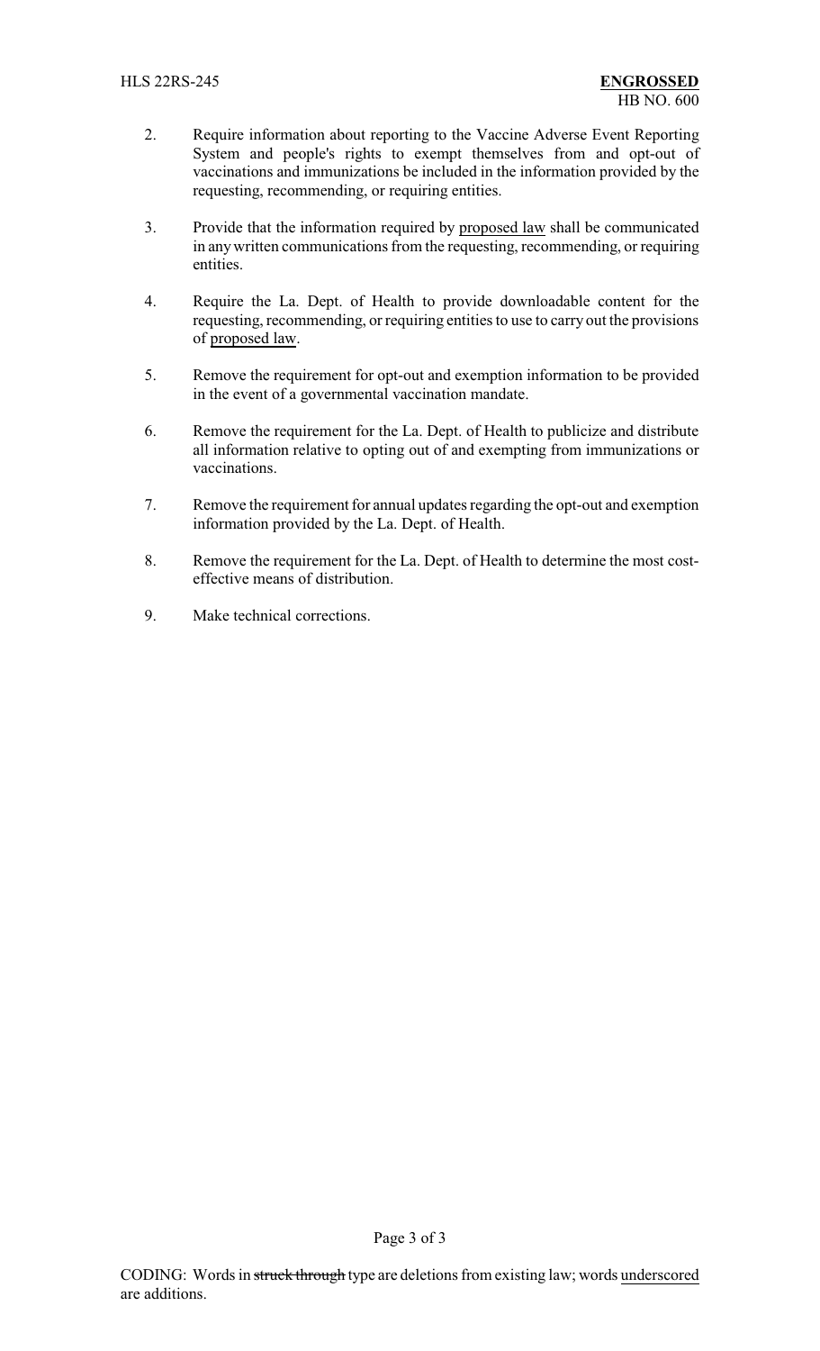2. Require information about reporting to the Vaccine Adverse Event Reporting System and people's rights to exempt themselves from and opt-out of vaccinations and immunizations be included in the information provided by the requesting, recommending, or requiring entities.

3. Provide that the information required by proposed law shall be communicated in any written communications from the requesting, recommending, or requiring entities.

4. Require the La. Dept. of Health to provide downloadable content for the requesting, recommending, or requiring entities to use to carry out the provisions of proposed law.

5. Remove the requirement for opt-out and exemption information to be provided in the event of a governmental vaccination mandate.

6. Remove the requirement for the La. Dept. of Health to publicize and distribute all information relative to opting out of and exempting from immunizations or vaccinations.

7. Remove the requirement for annual updates regarding the opt-out and exemption information provided by the La. Dept. of Health.

8. Remove the requirement for the La. Dept. of Health to determine the most cost-effective means of distribution.

9. Make technical corrections.

CODING: Words in ~~struck through~~ type are deletions from existing law; words underscored are additions.